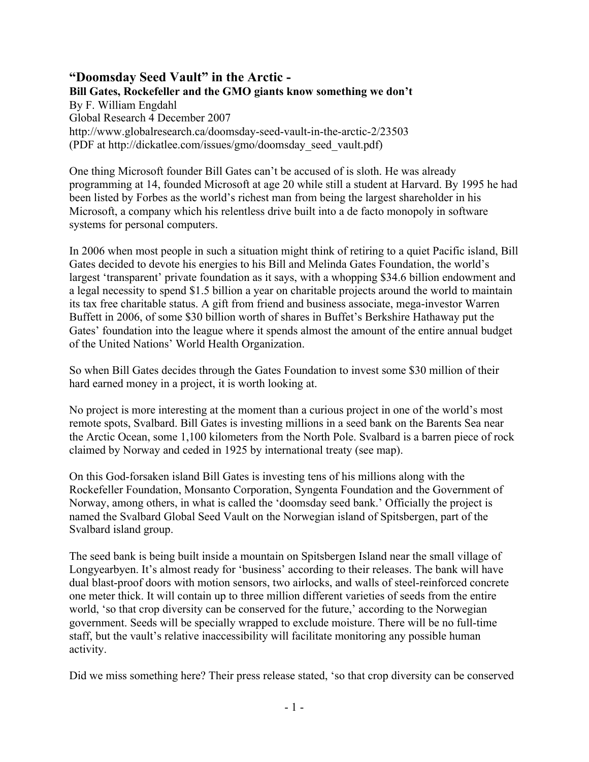# "Doomsday Seed Vault" in the Arctic -

**Bill Gates, Rockefeller and the GMO giants know something we don't**

By F. William Engdahl
Global Research 4 December 2007
http://www.globalresearch.ca/doomsday-seed-vault-in-the-arctic-2/23503
(PDF at http://dickatlee.com/issues/gmo/doomsday_seed_vault.pdf)

One thing Microsoft founder Bill Gates can't be accused of is sloth. He was already programming at 14, founded Microsoft at age 20 while still a student at Harvard. By 1995 he had been listed by Forbes as the world's richest man from being the largest shareholder in his Microsoft, a company which his relentless drive built into a de facto monopoly in software systems for personal computers.

In 2006 when most people in such a situation might think of retiring to a quiet Pacific island, Bill Gates decided to devote his energies to his Bill and Melinda Gates Foundation, the world's largest 'transparent' private foundation as it says, with a whopping $34.6 billion endowment and a legal necessity to spend $1.5 billion a year on charitable projects around the world to maintain its tax free charitable status. A gift from friend and business associate, mega-investor Warren Buffett in 2006, of some $30 billion worth of shares in Buffet's Berkshire Hathaway put the Gates' foundation into the league where it spends almost the amount of the entire annual budget of the United Nations' World Health Organization.

So when Bill Gates decides through the Gates Foundation to invest some $30 million of their hard earned money in a project, it is worth looking at.

No project is more interesting at the moment than a curious project in one of the world's most remote spots, Svalbard. Bill Gates is investing millions in a seed bank on the Barents Sea near the Arctic Ocean, some 1,100 kilometers from the North Pole. Svalbard is a barren piece of rock claimed by Norway and ceded in 1925 by international treaty (see map).

On this God-forsaken island Bill Gates is investing tens of his millions along with the Rockefeller Foundation, Monsanto Corporation, Syngenta Foundation and the Government of Norway, among others, in what is called the 'doomsday seed bank.' Officially the project is named the Svalbard Global Seed Vault on the Norwegian island of Spitsbergen, part of the Svalbard island group.

The seed bank is being built inside a mountain on Spitsbergen Island near the small village of Longyearbyen. It's almost ready for 'business' according to their releases. The bank will have dual blast-proof doors with motion sensors, two airlocks, and walls of steel-reinforced concrete one meter thick. It will contain up to three million different varieties of seeds from the entire world, 'so that crop diversity can be conserved for the future,' according to the Norwegian government. Seeds will be specially wrapped to exclude moisture. There will be no full-time staff, but the vault's relative inaccessibility will facilitate monitoring any possible human activity.

Did we miss something here? Their press release stated, 'so that crop diversity can be conserved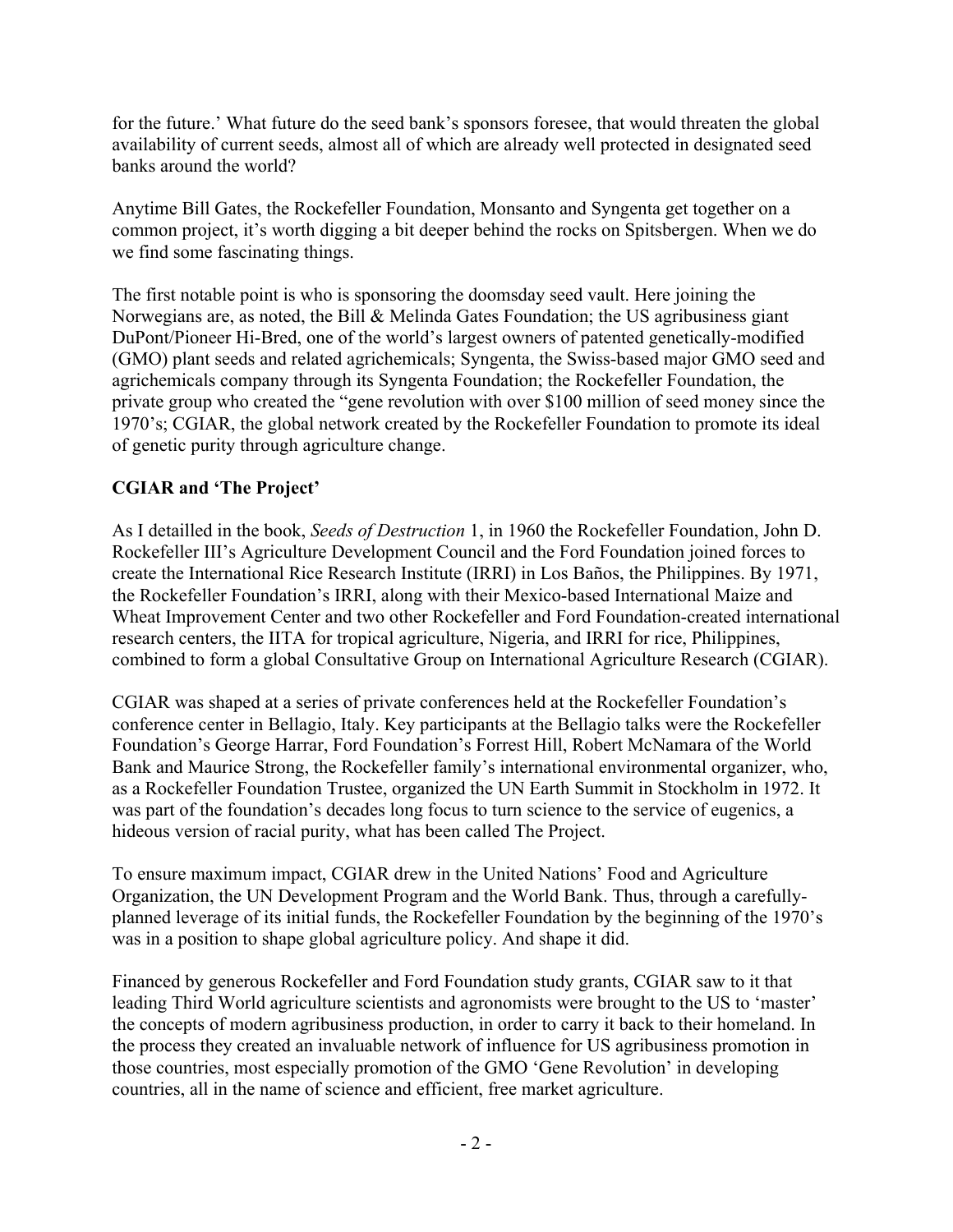for the future.' What future do the seed bank's sponsors foresee, that would threaten the global availability of current seeds, almost all of which are already well protected in designated seed banks around the world?

Anytime Bill Gates, the Rockefeller Foundation, Monsanto and Syngenta get together on a common project, it's worth digging a bit deeper behind the rocks on Spitsbergen. When we do we find some fascinating things.

The first notable point is who is sponsoring the doomsday seed vault. Here joining the Norwegians are, as noted, the Bill & Melinda Gates Foundation; the US agribusiness giant DuPont/Pioneer Hi-Bred, one of the world's largest owners of patented genetically-modified (GMO) plant seeds and related agrichemicals; Syngenta, the Swiss-based major GMO seed and agrichemicals company through its Syngenta Foundation; the Rockefeller Foundation, the private group who created the "gene revolution with over $100 million of seed money since the 1970's; CGIAR, the global network created by the Rockefeller Foundation to promote its ideal of genetic purity through agriculture change.

## CGIAR and 'The Project'

As I detailled in the book, *Seeds of Destruction* 1, in 1960 the Rockefeller Foundation, John D. Rockefeller III's Agriculture Development Council and the Ford Foundation joined forces to create the International Rice Research Institute (IRRI) in Los Baños, the Philippines. By 1971, the Rockefeller Foundation's IRRI, along with their Mexico-based International Maize and Wheat Improvement Center and two other Rockefeller and Ford Foundation-created international research centers, the IITA for tropical agriculture, Nigeria, and IRRI for rice, Philippines, combined to form a global Consultative Group on International Agriculture Research (CGIAR).

CGIAR was shaped at a series of private conferences held at the Rockefeller Foundation's conference center in Bellagio, Italy. Key participants at the Bellagio talks were the Rockefeller Foundation's George Harrar, Ford Foundation's Forrest Hill, Robert McNamara of the World Bank and Maurice Strong, the Rockefeller family's international environmental organizer, who, as a Rockefeller Foundation Trustee, organized the UN Earth Summit in Stockholm in 1972. It was part of the foundation's decades long focus to turn science to the service of eugenics, a hideous version of racial purity, what has been called The Project.

To ensure maximum impact, CGIAR drew in the United Nations' Food and Agriculture Organization, the UN Development Program and the World Bank. Thus, through a carefully-planned leverage of its initial funds, the Rockefeller Foundation by the beginning of the 1970's was in a position to shape global agriculture policy. And shape it did.

Financed by generous Rockefeller and Ford Foundation study grants, CGIAR saw to it that leading Third World agriculture scientists and agronomists were brought to the US to 'master' the concepts of modern agribusiness production, in order to carry it back to their homeland. In the process they created an invaluable network of influence for US agribusiness promotion in those countries, most especially promotion of the GMO 'Gene Revolution' in developing countries, all in the name of science and efficient, free market agriculture.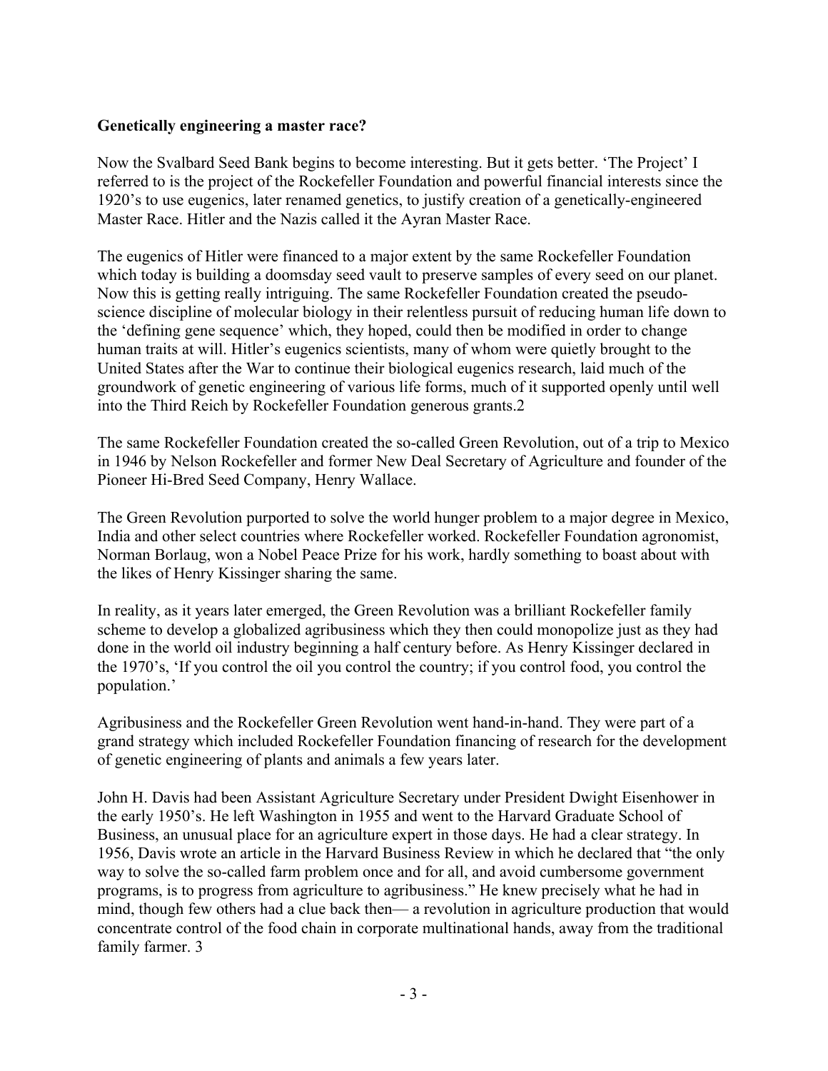**Genetically engineering a master race?**

Now the Svalbard Seed Bank begins to become interesting. But it gets better. 'The Project' I referred to is the project of the Rockefeller Foundation and powerful financial interests since the 1920's to use eugenics, later renamed genetics, to justify creation of a genetically-engineered Master Race. Hitler and the Nazis called it the Ayran Master Race.

The eugenics of Hitler were financed to a major extent by the same Rockefeller Foundation which today is building a doomsday seed vault to preserve samples of every seed on our planet. Now this is getting really intriguing. The same Rockefeller Foundation created the pseudo-science discipline of molecular biology in their relentless pursuit of reducing human life down to the 'defining gene sequence' which, they hoped, could then be modified in order to change human traits at will. Hitler's eugenics scientists, many of whom were quietly brought to the United States after the War to continue their biological eugenics research, laid much of the groundwork of genetic engineering of various life forms, much of it supported openly until well into the Third Reich by Rockefeller Foundation generous grants.2

The same Rockefeller Foundation created the so-called Green Revolution, out of a trip to Mexico in 1946 by Nelson Rockefeller and former New Deal Secretary of Agriculture and founder of the Pioneer Hi-Bred Seed Company, Henry Wallace.

The Green Revolution purported to solve the world hunger problem to a major degree in Mexico, India and other select countries where Rockefeller worked. Rockefeller Foundation agronomist, Norman Borlaug, won a Nobel Peace Prize for his work, hardly something to boast about with the likes of Henry Kissinger sharing the same.

In reality, as it years later emerged, the Green Revolution was a brilliant Rockefeller family scheme to develop a globalized agribusiness which they then could monopolize just as they had done in the world oil industry beginning a half century before. As Henry Kissinger declared in the 1970's, 'If you control the oil you control the country; if you control food, you control the population.'

Agribusiness and the Rockefeller Green Revolution went hand-in-hand. They were part of a grand strategy which included Rockefeller Foundation financing of research for the development of genetic engineering of plants and animals a few years later.

John H. Davis had been Assistant Agriculture Secretary under President Dwight Eisenhower in the early 1950's. He left Washington in 1955 and went to the Harvard Graduate School of Business, an unusual place for an agriculture expert in those days. He had a clear strategy. In 1956, Davis wrote an article in the Harvard Business Review in which he declared that "the only way to solve the so-called farm problem once and for all, and avoid cumbersome government programs, is to progress from agriculture to agribusiness." He knew precisely what he had in mind, though few others had a clue back then— a revolution in agriculture production that would concentrate control of the food chain in corporate multinational hands, away from the traditional family farmer. 3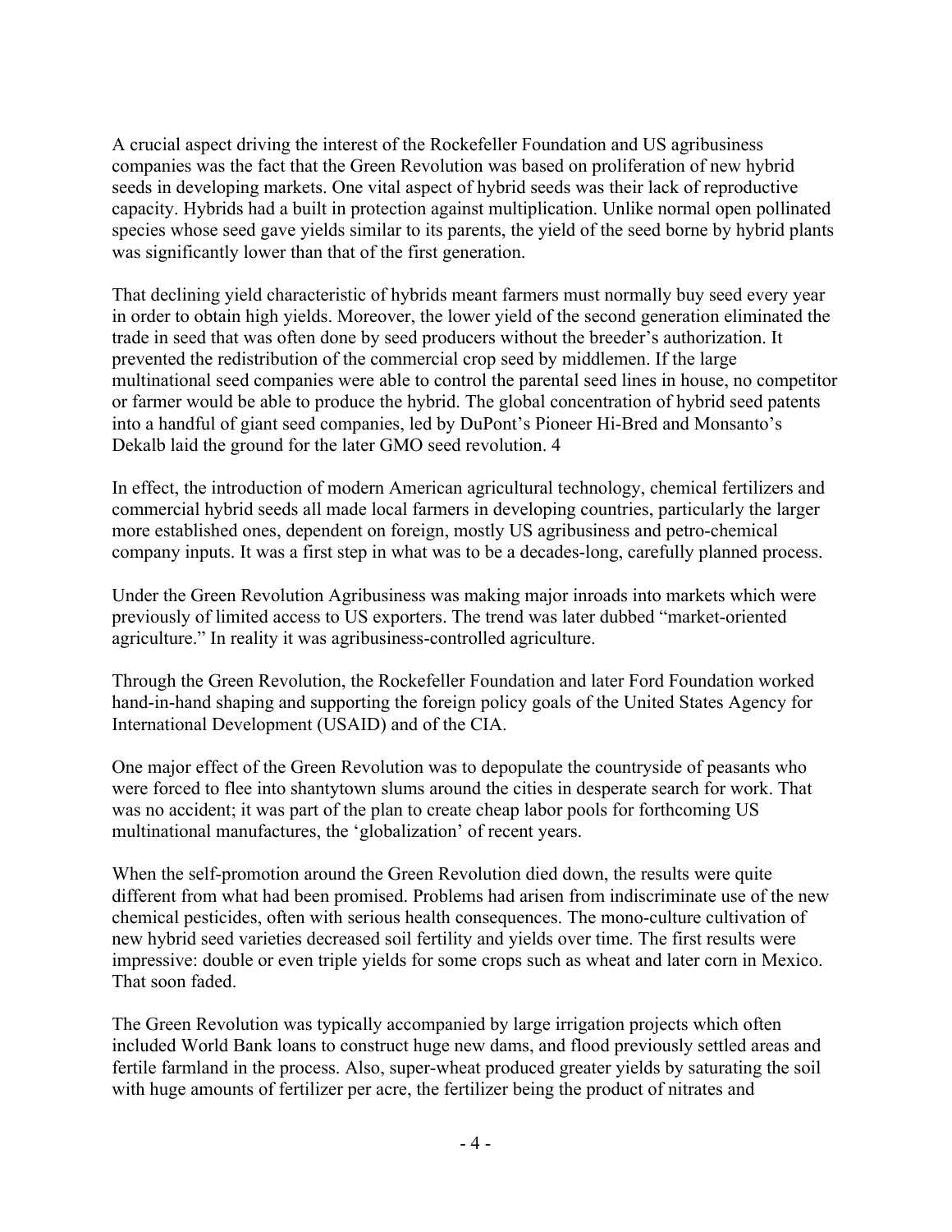A crucial aspect driving the interest of the Rockefeller Foundation and US agribusiness companies was the fact that the Green Revolution was based on proliferation of new hybrid seeds in developing markets. One vital aspect of hybrid seeds was their lack of reproductive capacity. Hybrids had a built in protection against multiplication. Unlike normal open pollinated species whose seed gave yields similar to its parents, the yield of the seed borne by hybrid plants was significantly lower than that of the first generation.

That declining yield characteristic of hybrids meant farmers must normally buy seed every year in order to obtain high yields. Moreover, the lower yield of the second generation eliminated the trade in seed that was often done by seed producers without the breeder's authorization. It prevented the redistribution of the commercial crop seed by middlemen. If the large multinational seed companies were able to control the parental seed lines in house, no competitor or farmer would be able to produce the hybrid. The global concentration of hybrid seed patents into a handful of giant seed companies, led by DuPont's Pioneer Hi-Bred and Monsanto's Dekalb laid the ground for the later GMO seed revolution. 4

In effect, the introduction of modern American agricultural technology, chemical fertilizers and commercial hybrid seeds all made local farmers in developing countries, particularly the larger more established ones, dependent on foreign, mostly US agribusiness and petro-chemical company inputs. It was a first step in what was to be a decades-long, carefully planned process.

Under the Green Revolution Agribusiness was making major inroads into markets which were previously of limited access to US exporters. The trend was later dubbed "market-oriented agriculture." In reality it was agribusiness-controlled agriculture.

Through the Green Revolution, the Rockefeller Foundation and later Ford Foundation worked hand-in-hand shaping and supporting the foreign policy goals of the United States Agency for International Development (USAID) and of the CIA.

One major effect of the Green Revolution was to depopulate the countryside of peasants who were forced to flee into shantytown slums around the cities in desperate search for work. That was no accident; it was part of the plan to create cheap labor pools for forthcoming US multinational manufactures, the 'globalization' of recent years.

When the self-promotion around the Green Revolution died down, the results were quite different from what had been promised. Problems had arisen from indiscriminate use of the new chemical pesticides, often with serious health consequences. The mono-culture cultivation of new hybrid seed varieties decreased soil fertility and yields over time. The first results were impressive: double or even triple yields for some crops such as wheat and later corn in Mexico. That soon faded.

The Green Revolution was typically accompanied by large irrigation projects which often included World Bank loans to construct huge new dams, and flood previously settled areas and fertile farmland in the process. Also, super-wheat produced greater yields by saturating the soil with huge amounts of fertilizer per acre, the fertilizer being the product of nitrates and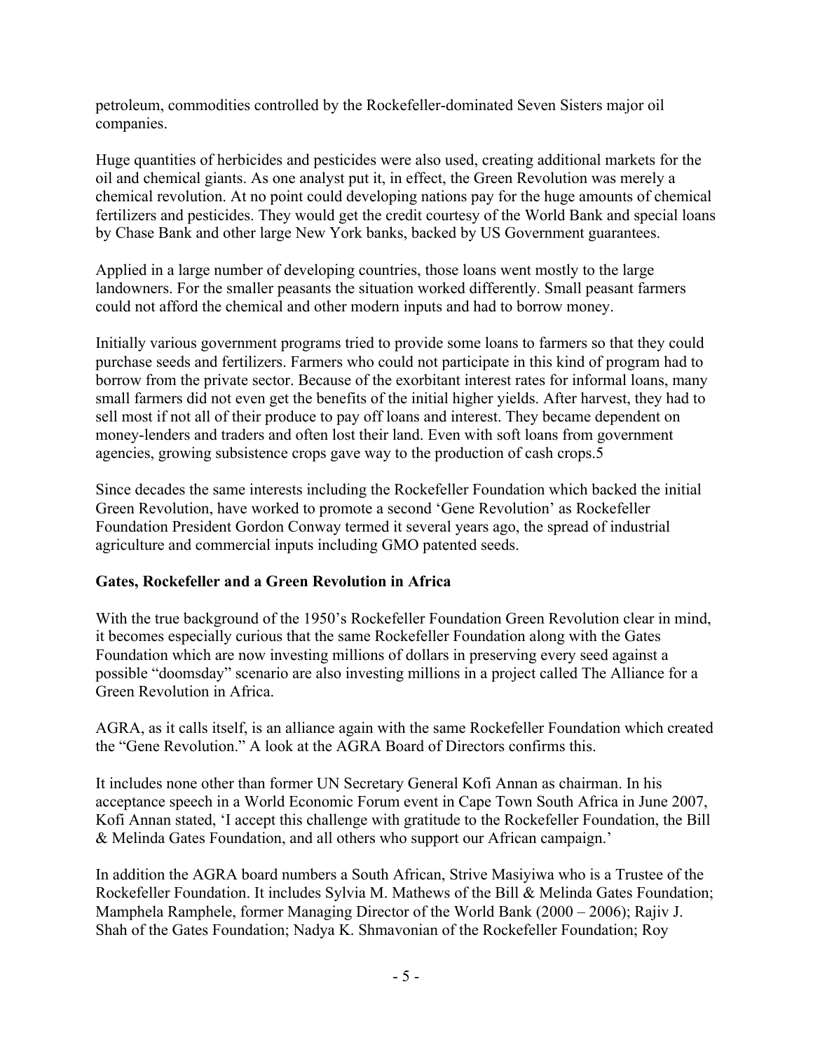petroleum, commodities controlled by the Rockefeller-dominated Seven Sisters major oil companies.

Huge quantities of herbicides and pesticides were also used, creating additional markets for the oil and chemical giants. As one analyst put it, in effect, the Green Revolution was merely a chemical revolution. At no point could developing nations pay for the huge amounts of chemical fertilizers and pesticides. They would get the credit courtesy of the World Bank and special loans by Chase Bank and other large New York banks, backed by US Government guarantees.

Applied in a large number of developing countries, those loans went mostly to the large landowners. For the smaller peasants the situation worked differently. Small peasant farmers could not afford the chemical and other modern inputs and had to borrow money.

Initially various government programs tried to provide some loans to farmers so that they could purchase seeds and fertilizers. Farmers who could not participate in this kind of program had to borrow from the private sector. Because of the exorbitant interest rates for informal loans, many small farmers did not even get the benefits of the initial higher yields. After harvest, they had to sell most if not all of their produce to pay off loans and interest. They became dependent on money-lenders and traders and often lost their land. Even with soft loans from government agencies, growing subsistence crops gave way to the production of cash crops.5

Since decades the same interests including the Rockefeller Foundation which backed the initial Green Revolution, have worked to promote a second 'Gene Revolution' as Rockefeller Foundation President Gordon Conway termed it several years ago, the spread of industrial agriculture and commercial inputs including GMO patented seeds.

**Gates, Rockefeller and a Green Revolution in Africa**

With the true background of the 1950's Rockefeller Foundation Green Revolution clear in mind, it becomes especially curious that the same Rockefeller Foundation along with the Gates Foundation which are now investing millions of dollars in preserving every seed against a possible "doomsday" scenario are also investing millions in a project called The Alliance for a Green Revolution in Africa.

AGRA, as it calls itself, is an alliance again with the same Rockefeller Foundation which created the "Gene Revolution." A look at the AGRA Board of Directors confirms this.

It includes none other than former UN Secretary General Kofi Annan as chairman. In his acceptance speech in a World Economic Forum event in Cape Town South Africa in June 2007, Kofi Annan stated, 'I accept this challenge with gratitude to the Rockefeller Foundation, the Bill & Melinda Gates Foundation, and all others who support our African campaign.'

In addition the AGRA board numbers a South African, Strive Masiyiwa who is a Trustee of the Rockefeller Foundation. It includes Sylvia M. Mathews of the Bill & Melinda Gates Foundation; Mamphela Ramphele, former Managing Director of the World Bank (2000 – 2006); Rajiv J. Shah of the Gates Foundation; Nadya K. Shmavonian of the Rockefeller Foundation; Roy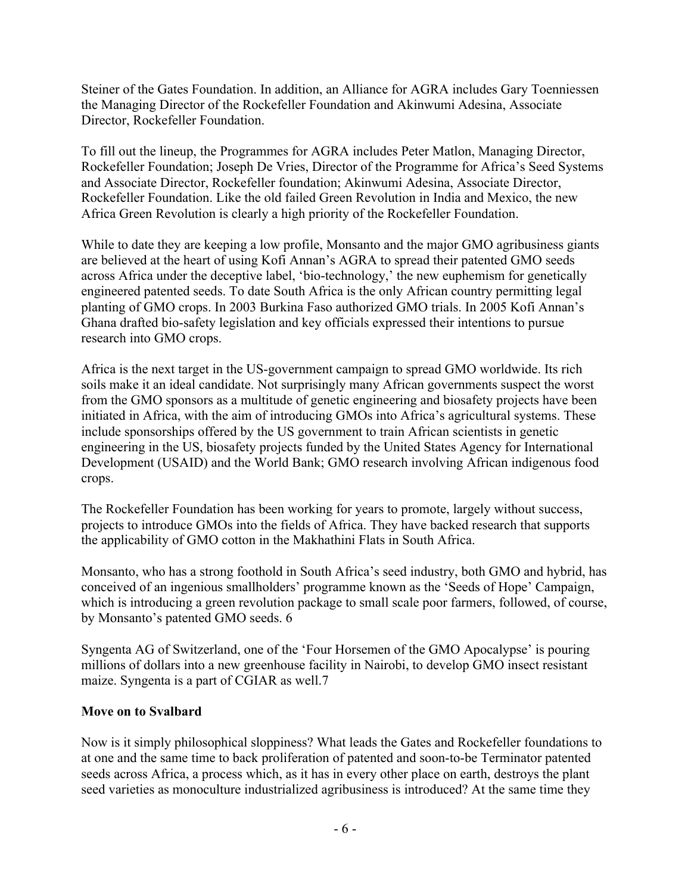Steiner of the Gates Foundation. In addition, an Alliance for AGRA includes Gary Toenniessen the Managing Director of the Rockefeller Foundation and Akinwumi Adesina, Associate Director, Rockefeller Foundation.

To fill out the lineup, the Programmes for AGRA includes Peter Matlon, Managing Director, Rockefeller Foundation; Joseph De Vries, Director of the Programme for Africa's Seed Systems and Associate Director, Rockefeller foundation; Akinwumi Adesina, Associate Director, Rockefeller Foundation. Like the old failed Green Revolution in India and Mexico, the new Africa Green Revolution is clearly a high priority of the Rockefeller Foundation.

While to date they are keeping a low profile, Monsanto and the major GMO agribusiness giants are believed at the heart of using Kofi Annan's AGRA to spread their patented GMO seeds across Africa under the deceptive label, 'bio-technology,' the new euphemism for genetically engineered patented seeds. To date South Africa is the only African country permitting legal planting of GMO crops. In 2003 Burkina Faso authorized GMO trials. In 2005 Kofi Annan's Ghana drafted bio-safety legislation and key officials expressed their intentions to pursue research into GMO crops.

Africa is the next target in the US-government campaign to spread GMO worldwide. Its rich soils make it an ideal candidate. Not surprisingly many African governments suspect the worst from the GMO sponsors as a multitude of genetic engineering and biosafety projects have been initiated in Africa, with the aim of introducing GMOs into Africa's agricultural systems. These include sponsorships offered by the US government to train African scientists in genetic engineering in the US, biosafety projects funded by the United States Agency for International Development (USAID) and the World Bank; GMO research involving African indigenous food crops.

The Rockefeller Foundation has been working for years to promote, largely without success, projects to introduce GMOs into the fields of Africa. They have backed research that supports the applicability of GMO cotton in the Makhathini Flats in South Africa.

Monsanto, who has a strong foothold in South Africa's seed industry, both GMO and hybrid, has conceived of an ingenious smallholders' programme known as the 'Seeds of Hope' Campaign, which is introducing a green revolution package to small scale poor farmers, followed, of course, by Monsanto's patented GMO seeds. 6

Syngenta AG of Switzerland, one of the 'Four Horsemen of the GMO Apocalypse' is pouring millions of dollars into a new greenhouse facility in Nairobi, to develop GMO insect resistant maize. Syngenta is a part of CGIAR as well.7

**Move on to Svalbard**

Now is it simply philosophical sloppiness? What leads the Gates and Rockefeller foundations to at one and the same time to back proliferation of patented and soon-to-be Terminator patented seeds across Africa, a process which, as it has in every other place on earth, destroys the plant seed varieties as monoculture industrialized agribusiness is introduced? At the same time they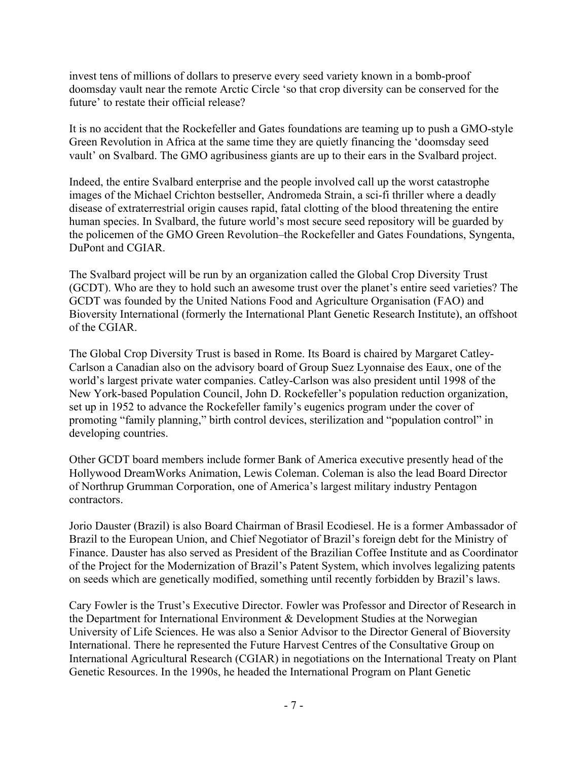invest tens of millions of dollars to preserve every seed variety known in a bomb-proof doomsday vault near the remote Arctic Circle 'so that crop diversity can be conserved for the future' to restate their official release?

It is no accident that the Rockefeller and Gates foundations are teaming up to push a GMO-style Green Revolution in Africa at the same time they are quietly financing the 'doomsday seed vault' on Svalbard. The GMO agribusiness giants are up to their ears in the Svalbard project.

Indeed, the entire Svalbard enterprise and the people involved call up the worst catastrophe images of the Michael Crichton bestseller, Andromeda Strain, a sci-fi thriller where a deadly disease of extraterrestrial origin causes rapid, fatal clotting of the blood threatening the entire human species. In Svalbard, the future world's most secure seed repository will be guarded by the policemen of the GMO Green Revolution–the Rockefeller and Gates Foundations, Syngenta, DuPont and CGIAR.

The Svalbard project will be run by an organization called the Global Crop Diversity Trust (GCDT). Who are they to hold such an awesome trust over the planet's entire seed varieties? The GCDT was founded by the United Nations Food and Agriculture Organisation (FAO) and Bioversity International (formerly the International Plant Genetic Research Institute), an offshoot of the CGIAR.

The Global Crop Diversity Trust is based in Rome. Its Board is chaired by Margaret Catley-Carlson a Canadian also on the advisory board of Group Suez Lyonnaise des Eaux, one of the world's largest private water companies. Catley-Carlson was also president until 1998 of the New York-based Population Council, John D. Rockefeller's population reduction organization, set up in 1952 to advance the Rockefeller family's eugenics program under the cover of promoting "family planning," birth control devices, sterilization and "population control" in developing countries.

Other GCDT board members include former Bank of America executive presently head of the Hollywood DreamWorks Animation, Lewis Coleman. Coleman is also the lead Board Director of Northrup Grumman Corporation, one of America's largest military industry Pentagon contractors.

Jorio Dauster (Brazil) is also Board Chairman of Brasil Ecodiesel. He is a former Ambassador of Brazil to the European Union, and Chief Negotiator of Brazil's foreign debt for the Ministry of Finance. Dauster has also served as President of the Brazilian Coffee Institute and as Coordinator of the Project for the Modernization of Brazil's Patent System, which involves legalizing patents on seeds which are genetically modified, something until recently forbidden by Brazil's laws.

Cary Fowler is the Trust's Executive Director. Fowler was Professor and Director of Research in the Department for International Environment & Development Studies at the Norwegian University of Life Sciences. He was also a Senior Advisor to the Director General of Bioversity International. There he represented the Future Harvest Centres of the Consultative Group on International Agricultural Research (CGIAR) in negotiations on the International Treaty on Plant Genetic Resources. In the 1990s, he headed the International Program on Plant Genetic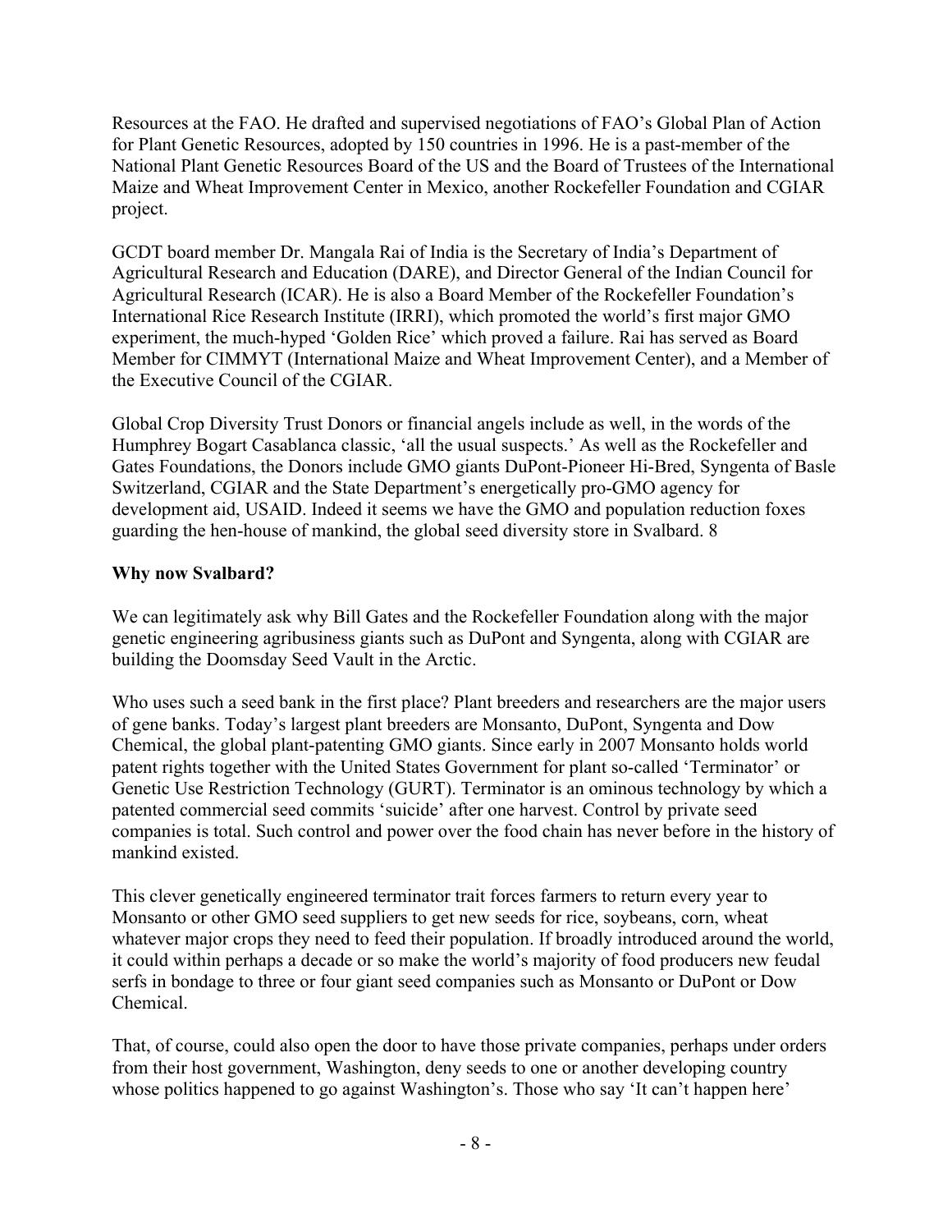Resources at the FAO. He drafted and supervised negotiations of FAO's Global Plan of Action for Plant Genetic Resources, adopted by 150 countries in 1996. He is a past-member of the National Plant Genetic Resources Board of the US and the Board of Trustees of the International Maize and Wheat Improvement Center in Mexico, another Rockefeller Foundation and CGIAR project.

GCDT board member Dr. Mangala Rai of India is the Secretary of India's Department of Agricultural Research and Education (DARE), and Director General of the Indian Council for Agricultural Research (ICAR). He is also a Board Member of the Rockefeller Foundation's International Rice Research Institute (IRRI), which promoted the world's first major GMO experiment, the much-hyped 'Golden Rice' which proved a failure. Rai has served as Board Member for CIMMYT (International Maize and Wheat Improvement Center), and a Member of the Executive Council of the CGIAR.

Global Crop Diversity Trust Donors or financial angels include as well, in the words of the Humphrey Bogart Casablanca classic, 'all the usual suspects.' As well as the Rockefeller and Gates Foundations, the Donors include GMO giants DuPont-Pioneer Hi-Bred, Syngenta of Basle Switzerland, CGIAR and the State Department's energetically pro-GMO agency for development aid, USAID. Indeed it seems we have the GMO and population reduction foxes guarding the hen-house of mankind, the global seed diversity store in Svalbard. 8

**Why now Svalbard?**

We can legitimately ask why Bill Gates and the Rockefeller Foundation along with the major genetic engineering agribusiness giants such as DuPont and Syngenta, along with CGIAR are building the Doomsday Seed Vault in the Arctic.

Who uses such a seed bank in the first place? Plant breeders and researchers are the major users of gene banks. Today's largest plant breeders are Monsanto, DuPont, Syngenta and Dow Chemical, the global plant-patenting GMO giants. Since early in 2007 Monsanto holds world patent rights together with the United States Government for plant so-called 'Terminator' or Genetic Use Restriction Technology (GURT). Terminator is an ominous technology by which a patented commercial seed commits 'suicide' after one harvest. Control by private seed companies is total. Such control and power over the food chain has never before in the history of mankind existed.

This clever genetically engineered terminator trait forces farmers to return every year to Monsanto or other GMO seed suppliers to get new seeds for rice, soybeans, corn, wheat whatever major crops they need to feed their population. If broadly introduced around the world, it could within perhaps a decade or so make the world's majority of food producers new feudal serfs in bondage to three or four giant seed companies such as Monsanto or DuPont or Dow Chemical.

That, of course, could also open the door to have those private companies, perhaps under orders from their host government, Washington, deny seeds to one or another developing country whose politics happened to go against Washington's. Those who say 'It can't happen here'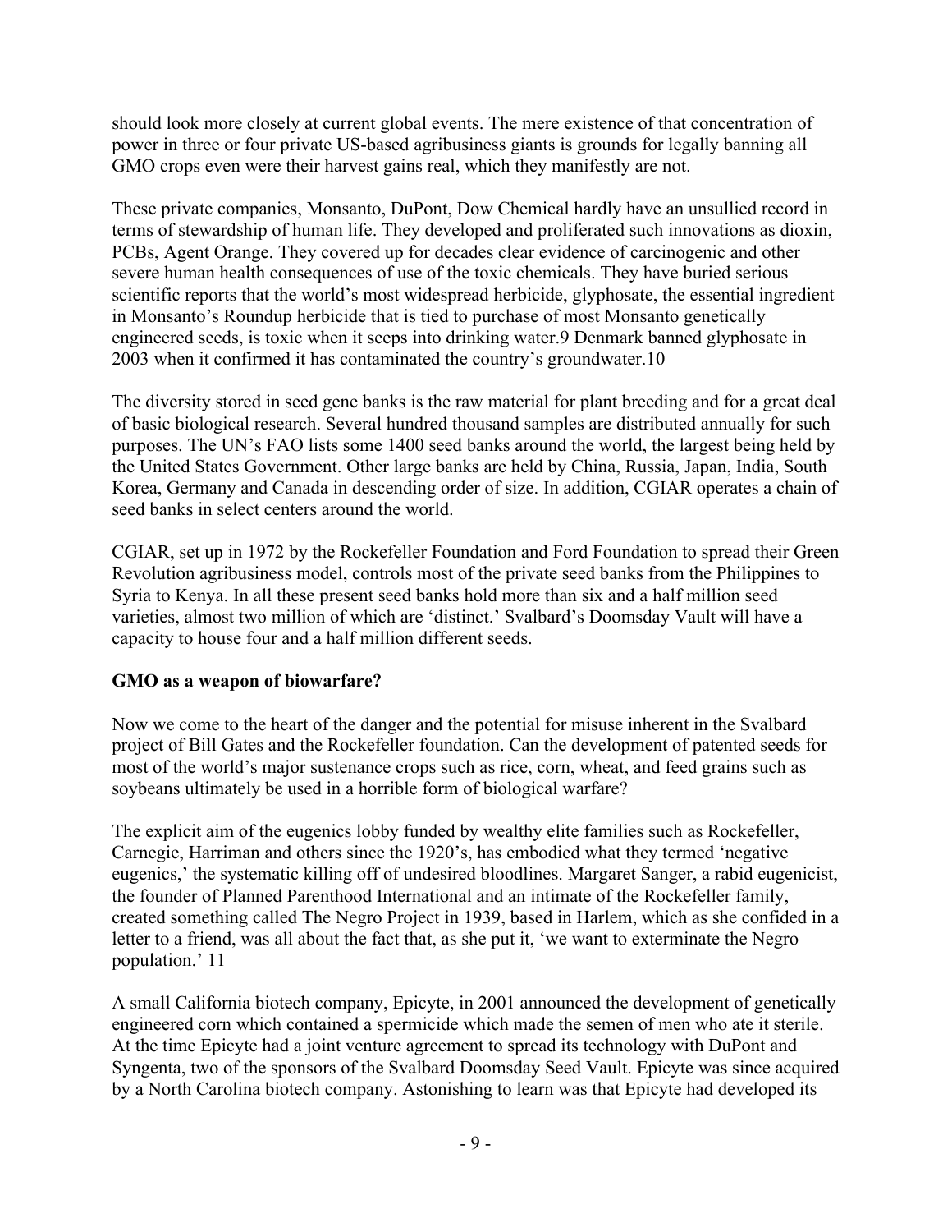should look more closely at current global events. The mere existence of that concentration of power in three or four private US-based agribusiness giants is grounds for legally banning all GMO crops even were their harvest gains real, which they manifestly are not.

These private companies, Monsanto, DuPont, Dow Chemical hardly have an unsullied record in terms of stewardship of human life. They developed and proliferated such innovations as dioxin, PCBs, Agent Orange. They covered up for decades clear evidence of carcinogenic and other severe human health consequences of use of the toxic chemicals. They have buried serious scientific reports that the world's most widespread herbicide, glyphosate, the essential ingredient in Monsanto's Roundup herbicide that is tied to purchase of most Monsanto genetically engineered seeds, is toxic when it seeps into drinking water.[9] Denmark banned glyphosate in 2003 when it confirmed it has contaminated the country's groundwater.[10]

The diversity stored in seed gene banks is the raw material for plant breeding and for a great deal of basic biological research. Several hundred thousand samples are distributed annually for such purposes. The UN's FAO lists some 1400 seed banks around the world, the largest being held by the United States Government. Other large banks are held by China, Russia, Japan, India, South Korea, Germany and Canada in descending order of size. In addition, CGIAR operates a chain of seed banks in select centers around the world.

CGIAR, set up in 1972 by the Rockefeller Foundation and Ford Foundation to spread their Green Revolution agribusiness model, controls most of the private seed banks from the Philippines to Syria to Kenya. In all these present seed banks hold more than six and a half million seed varieties, almost two million of which are 'distinct.' Svalbard's Doomsday Vault will have a capacity to house four and a half million different seeds.

**GMO as a weapon of biowarfare?**

Now we come to the heart of the danger and the potential for misuse inherent in the Svalbard project of Bill Gates and the Rockefeller foundation. Can the development of patented seeds for most of the world's major sustenance crops such as rice, corn, wheat, and feed grains such as soybeans ultimately be used in a horrible form of biological warfare?

The explicit aim of the eugenics lobby funded by wealthy elite families such as Rockefeller, Carnegie, Harriman and others since the 1920's, has embodied what they termed 'negative eugenics,' the systematic killing off of undesired bloodlines. Margaret Sanger, a rabid eugenicist, the founder of Planned Parenthood International and an intimate of the Rockefeller family, created something called The Negro Project in 1939, based in Harlem, which as she confided in a letter to a friend, was all about the fact that, as she put it, 'we want to exterminate the Negro population.' [11]

A small California biotech company, Epicyte, in 2001 announced the development of genetically engineered corn which contained a spermicide which made the semen of men who ate it sterile. At the time Epicyte had a joint venture agreement to spread its technology with DuPont and Syngenta, two of the sponsors of the Svalbard Doomsday Seed Vault. Epicyte was since acquired by a North Carolina biotech company. Astonishing to learn was that Epicyte had developed its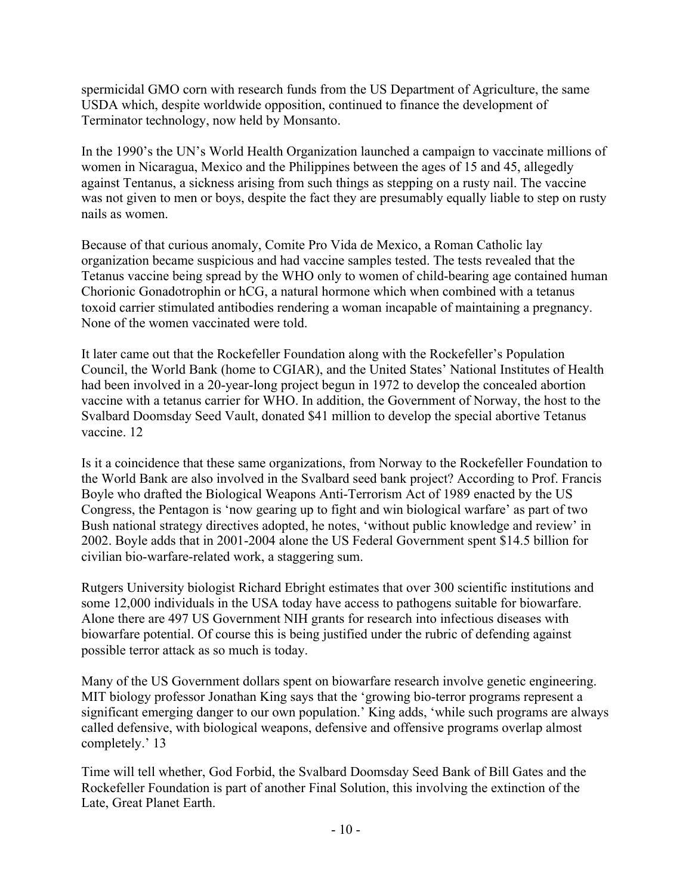spermicidal GMO corn with research funds from the US Department of Agriculture, the same USDA which, despite worldwide opposition, continued to finance the development of Terminator technology, now held by Monsanto.

In the 1990's the UN's World Health Organization launched a campaign to vaccinate millions of women in Nicaragua, Mexico and the Philippines between the ages of 15 and 45, allegedly against Tentanus, a sickness arising from such things as stepping on a rusty nail. The vaccine was not given to men or boys, despite the fact they are presumably equally liable to step on rusty nails as women.

Because of that curious anomaly, Comite Pro Vida de Mexico, a Roman Catholic lay organization became suspicious and had vaccine samples tested. The tests revealed that the Tetanus vaccine being spread by the WHO only to women of child-bearing age contained human Chorionic Gonadotrophin or hCG, a natural hormone which when combined with a tetanus toxoid carrier stimulated antibodies rendering a woman incapable of maintaining a pregnancy. None of the women vaccinated were told.

It later came out that the Rockefeller Foundation along with the Rockefeller's Population Council, the World Bank (home to CGIAR), and the United States' National Institutes of Health had been involved in a 20-year-long project begun in 1972 to develop the concealed abortion vaccine with a tetanus carrier for WHO. In addition, the Government of Norway, the host to the Svalbard Doomsday Seed Vault, donated $41 million to develop the special abortive Tetanus vaccine. 12

Is it a coincidence that these same organizations, from Norway to the Rockefeller Foundation to the World Bank are also involved in the Svalbard seed bank project? According to Prof. Francis Boyle who drafted the Biological Weapons Anti-Terrorism Act of 1989 enacted by the US Congress, the Pentagon is 'now gearing up to fight and win biological warfare' as part of two Bush national strategy directives adopted, he notes, 'without public knowledge and review' in 2002. Boyle adds that in 2001-2004 alone the US Federal Government spent $14.5 billion for civilian bio-warfare-related work, a staggering sum.

Rutgers University biologist Richard Ebright estimates that over 300 scientific institutions and some 12,000 individuals in the USA today have access to pathogens suitable for biowarfare. Alone there are 497 US Government NIH grants for research into infectious diseases with biowarfare potential. Of course this is being justified under the rubric of defending against possible terror attack as so much is today.

Many of the US Government dollars spent on biowarfare research involve genetic engineering. MIT biology professor Jonathan King says that the 'growing bio-terror programs represent a significant emerging danger to our own population.' King adds, 'while such programs are always called defensive, with biological weapons, defensive and offensive programs overlap almost completely.' 13

Time will tell whether, God Forbid, the Svalbard Doomsday Seed Bank of Bill Gates and the Rockefeller Foundation is part of another Final Solution, this involving the extinction of the Late, Great Planet Earth.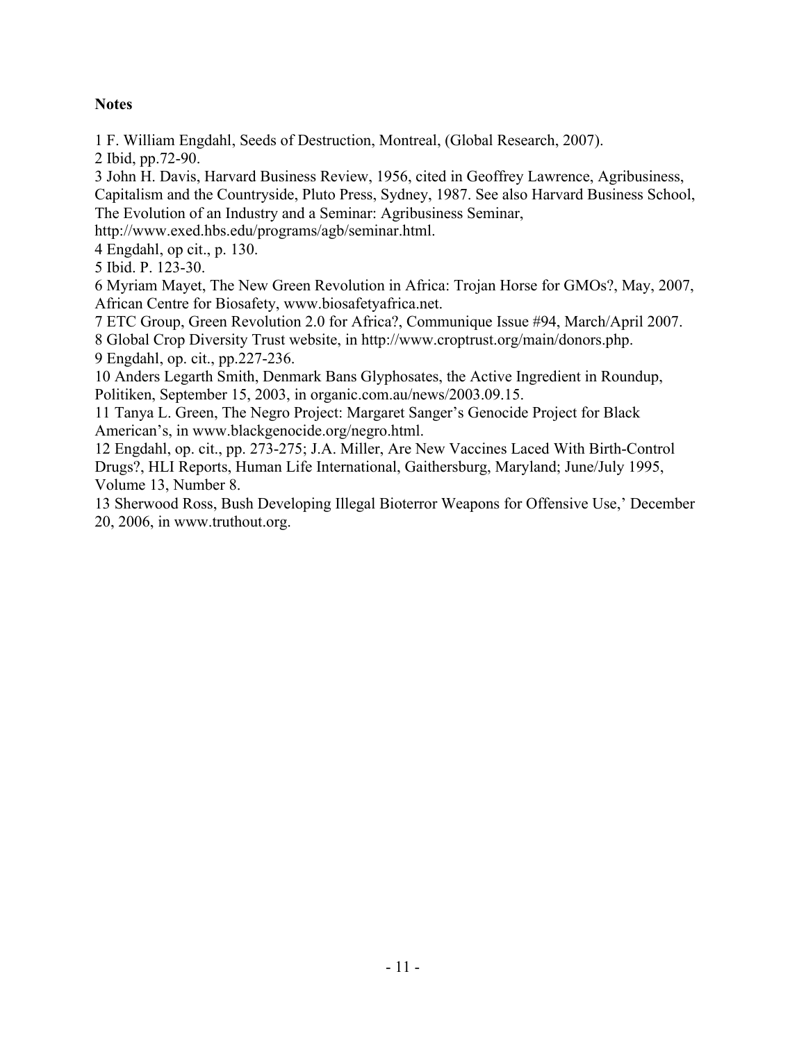**Notes**

1 F. William Engdahl, Seeds of Destruction, Montreal, (Global Research, 2007).
2 Ibid, pp.72-90.
3 John H. Davis, Harvard Business Review, 1956, cited in Geoffrey Lawrence, Agribusiness, Capitalism and the Countryside, Pluto Press, Sydney, 1987. See also Harvard Business School, The Evolution of an Industry and a Seminar: Agribusiness Seminar, http://www.exed.hbs.edu/programs/agb/seminar.html.
4 Engdahl, op cit., p. 130.
5 Ibid. P. 123-30.
6 Myriam Mayet, The New Green Revolution in Africa: Trojan Horse for GMOs?, May, 2007, African Centre for Biosafety, www.biosafetyafrica.net.
7 ETC Group, Green Revolution 2.0 for Africa?, Communique Issue #94, March/April 2007.
8 Global Crop Diversity Trust website, in http://www.croptrust.org/main/donors.php.
9 Engdahl, op. cit., pp.227-236.
10 Anders Legarth Smith, Denmark Bans Glyphosates, the Active Ingredient in Roundup, Politiken, September 15, 2003, in organic.com.au/news/2003.09.15.
11 Tanya L. Green, The Negro Project: Margaret Sanger's Genocide Project for Black American's, in www.blackgenocide.org/negro.html.
12 Engdahl, op. cit., pp. 273-275; J.A. Miller, Are New Vaccines Laced With Birth-Control Drugs?, HLI Reports, Human Life International, Gaithersburg, Maryland; June/July 1995, Volume 13, Number 8.
13 Sherwood Ross, Bush Developing Illegal Bioterror Weapons for Offensive Use,' December 20, 2006, in www.truthout.org.